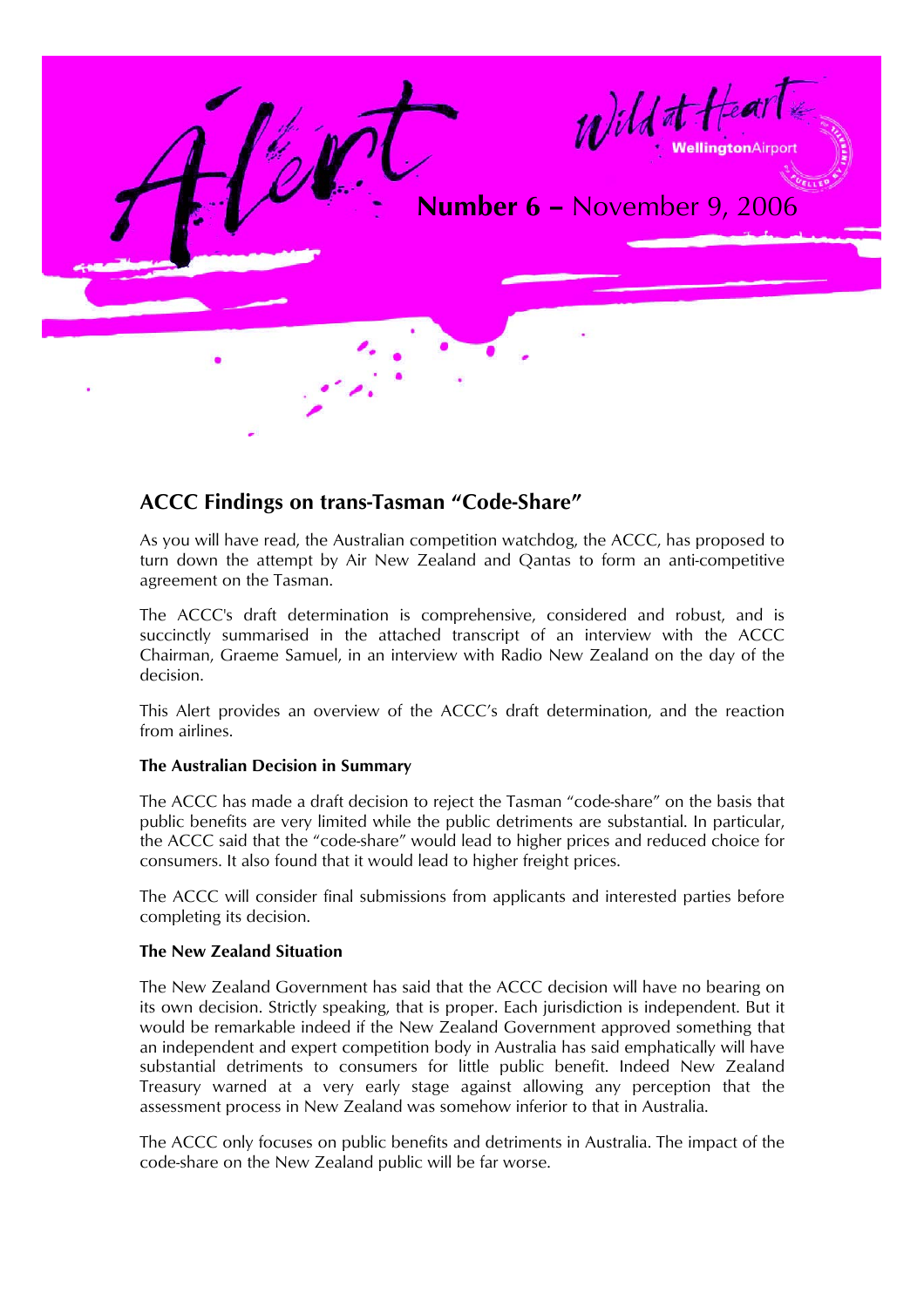# Alert

**Number 6 –** November 9, 2006

Wild at Heart
WellingtonAirport

## ACCC Findings on trans-Tasman "Code-Share"

As you will have read, the Australian competition watchdog, the ACCC, has proposed to turn down the attempt by Air New Zealand and Qantas to form an anti-competitive agreement on the Tasman.

The ACCC's draft determination is comprehensive, considered and robust, and is succinctly summarised in the attached transcript of an interview with the ACCC Chairman, Graeme Samuel, in an interview with Radio New Zealand on the day of the decision.

This Alert provides an overview of the ACCC's draft determination, and the reaction from airlines.

**The Australian Decision in Summary**

The ACCC has made a draft decision to reject the Tasman "code-share" on the basis that public benefits are very limited while the public detriments are substantial. In particular, the ACCC said that the "code-share" would lead to higher prices and reduced choice for consumers. It also found that it would lead to higher freight prices.

The ACCC will consider final submissions from applicants and interested parties before completing its decision.

**The New Zealand Situation**

The New Zealand Government has said that the ACCC decision will have no bearing on its own decision. Strictly speaking, that is proper. Each jurisdiction is independent. But it would be remarkable indeed if the New Zealand Government approved something that an independent and expert competition body in Australia has said emphatically will have substantial detriments to consumers for little public benefit. Indeed New Zealand Treasury warned at a very early stage against allowing any perception that the assessment process in New Zealand was somehow inferior to that in Australia.

The ACCC only focuses on public benefits and detriments in Australia. The impact of the code-share on the New Zealand public will be far worse.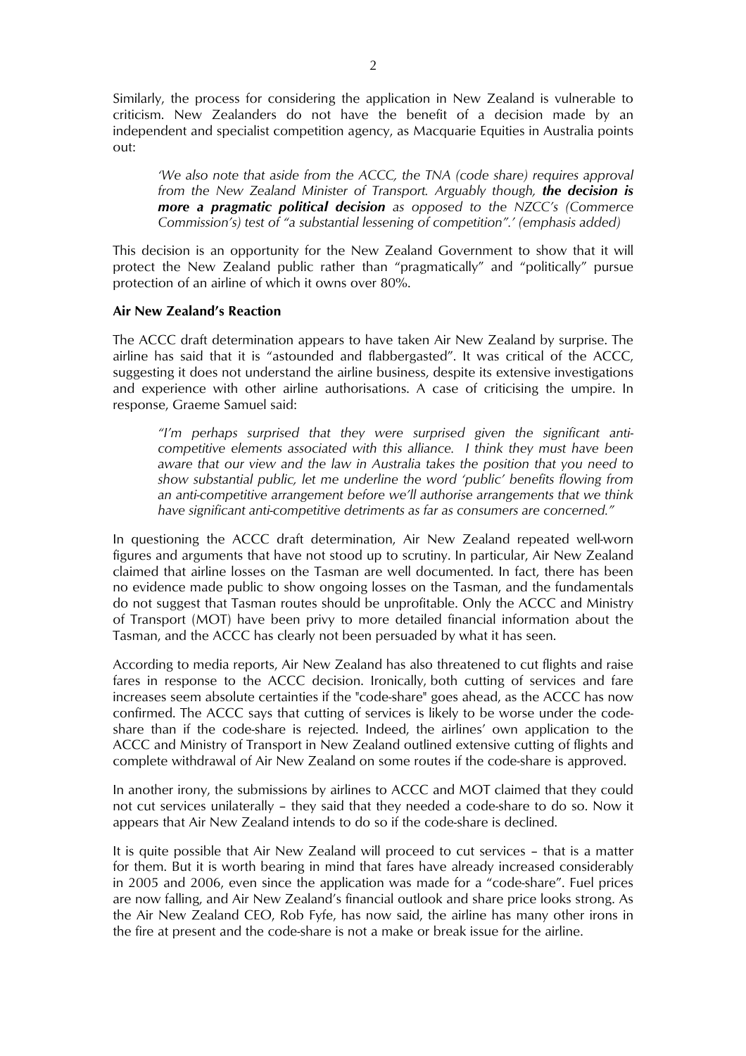Similarly, the process for considering the application in New Zealand is vulnerable to criticism. New Zealanders do not have the benefit of a decision made by an independent and specialist competition agency, as Macquarie Equities in Australia points out:

> *'We also note that aside from the ACCC, the TNA (code share) requires approval from the New Zealand Minister of Transport. Arguably though, **the decision is more a pragmatic political decision** as opposed to the NZCC's (Commerce Commission's) test of "a substantial lessening of competition".' (emphasis added)*

This decision is an opportunity for the New Zealand Government to show that it will protect the New Zealand public rather than "pragmatically" and "politically" pursue protection of an airline of which it owns over 80%.

**Air New Zealand's Reaction**

The ACCC draft determination appears to have taken Air New Zealand by surprise. The airline has said that it is "astounded and flabbergasted". It was critical of the ACCC, suggesting it does not understand the airline business, despite its extensive investigations and experience with other airline authorisations. A case of criticising the umpire. In response, Graeme Samuel said:

> *"I'm perhaps surprised that they were surprised given the significant anti-competitive elements associated with this alliance. I think they must have been aware that our view and the law in Australia takes the position that you need to show substantial public, let me underline the word 'public' benefits flowing from an anti-competitive arrangement before we'll authorise arrangements that we think have significant anti-competitive detriments as far as consumers are concerned."*

In questioning the ACCC draft determination, Air New Zealand repeated well-worn figures and arguments that have not stood up to scrutiny. In particular, Air New Zealand claimed that airline losses on the Tasman are well documented. In fact, there has been no evidence made public to show ongoing losses on the Tasman, and the fundamentals do not suggest that Tasman routes should be unprofitable. Only the ACCC and Ministry of Transport (MOT) have been privy to more detailed financial information about the Tasman, and the ACCC has clearly not been persuaded by what it has seen.

According to media reports, Air New Zealand has also threatened to cut flights and raise fares in response to the ACCC decision. Ironically, both cutting of services and fare increases seem absolute certainties if the "code-share" goes ahead, as the ACCC has now confirmed. The ACCC says that cutting of services is likely to be worse under the code-share than if the code-share is rejected. Indeed, the airlines' own application to the ACCC and Ministry of Transport in New Zealand outlined extensive cutting of flights and complete withdrawal of Air New Zealand on some routes if the code-share is approved.

In another irony, the submissions by airlines to ACCC and MOT claimed that they could not cut services unilaterally – they said that they needed a code-share to do so. Now it appears that Air New Zealand intends to do so if the code-share is declined.

It is quite possible that Air New Zealand will proceed to cut services – that is a matter for them. But it is worth bearing in mind that fares have already increased considerably in 2005 and 2006, even since the application was made for a "code-share". Fuel prices are now falling, and Air New Zealand's financial outlook and share price looks strong. As the Air New Zealand CEO, Rob Fyfe, has now said, the airline has many other irons in the fire at present and the code-share is not a make or break issue for the airline.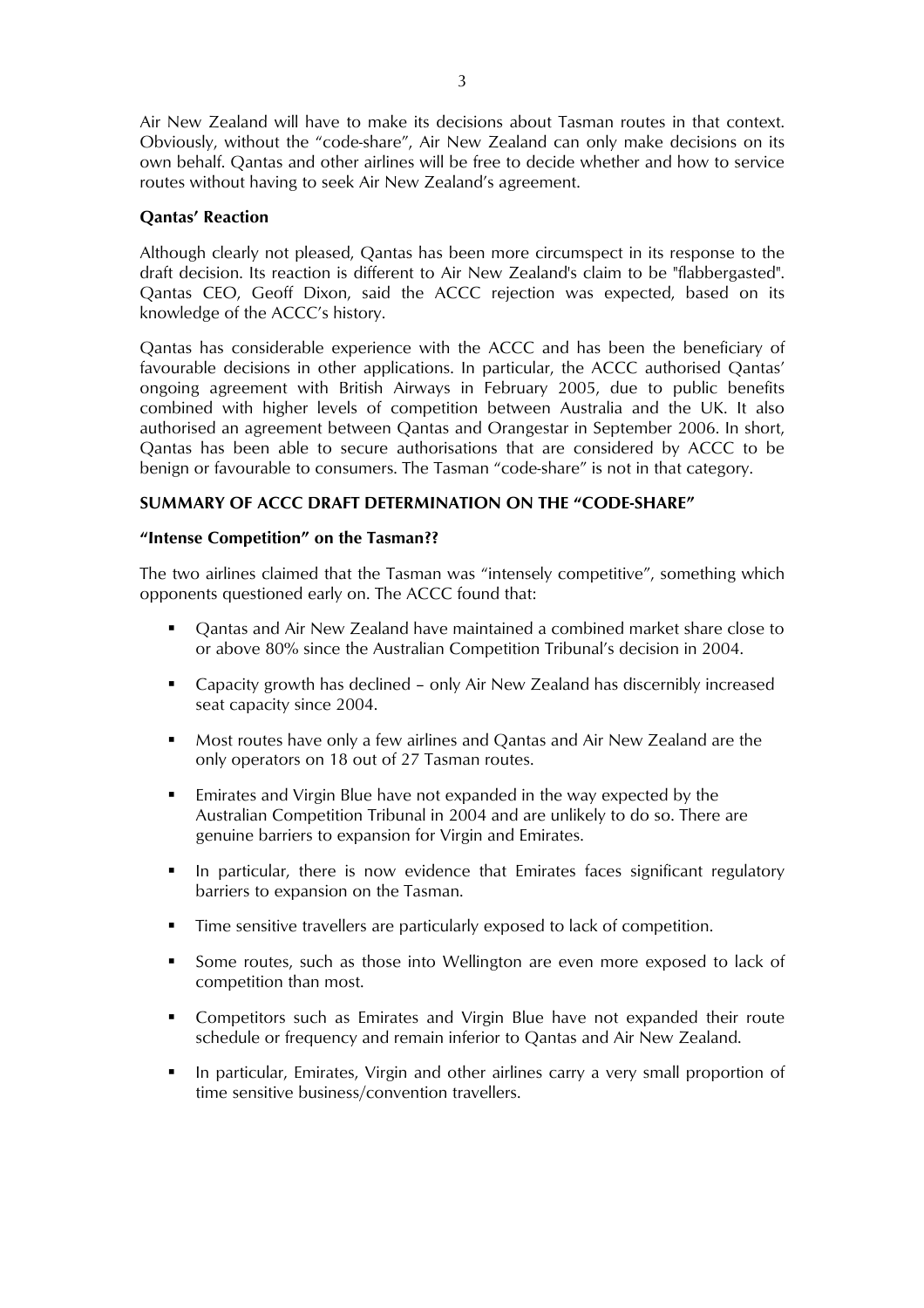Air New Zealand will have to make its decisions about Tasman routes in that context. Obviously, without the "code-share", Air New Zealand can only make decisions on its own behalf. Qantas and other airlines will be free to decide whether and how to service routes without having to seek Air New Zealand's agreement.

**Qantas' Reaction**

Although clearly not pleased, Qantas has been more circumspect in its response to the draft decision. Its reaction is different to Air New Zealand's claim to be "flabbergasted". Qantas CEO, Geoff Dixon, said the ACCC rejection was expected, based on its knowledge of the ACCC's history.

Qantas has considerable experience with the ACCC and has been the beneficiary of favourable decisions in other applications. In particular, the ACCC authorised Qantas' ongoing agreement with British Airways in February 2005, due to public benefits combined with higher levels of competition between Australia and the UK. It also authorised an agreement between Qantas and Orangestar in September 2006. In short, Qantas has been able to secure authorisations that are considered by ACCC to be benign or favourable to consumers. The Tasman "code-share" is not in that category.

**SUMMARY OF ACCC DRAFT DETERMINATION ON THE "CODE-SHARE"**

**"Intense Competition" on the Tasman??**

The two airlines claimed that the Tasman was "intensely competitive", something which opponents questioned early on. The ACCC found that:

- Qantas and Air New Zealand have maintained a combined market share close to or above 80% since the Australian Competition Tribunal's decision in 2004.
- Capacity growth has declined – only Air New Zealand has discernibly increased seat capacity since 2004.
- Most routes have only a few airlines and Qantas and Air New Zealand are the only operators on 18 out of 27 Tasman routes.
- Emirates and Virgin Blue have not expanded in the way expected by the Australian Competition Tribunal in 2004 and are unlikely to do so. There are genuine barriers to expansion for Virgin and Emirates.
- In particular, there is now evidence that Emirates faces significant regulatory barriers to expansion on the Tasman.
- Time sensitive travellers are particularly exposed to lack of competition.
- Some routes, such as those into Wellington are even more exposed to lack of competition than most.
- Competitors such as Emirates and Virgin Blue have not expanded their route schedule or frequency and remain inferior to Qantas and Air New Zealand.
- In particular, Emirates, Virgin and other airlines carry a very small proportion of time sensitive business/convention travellers.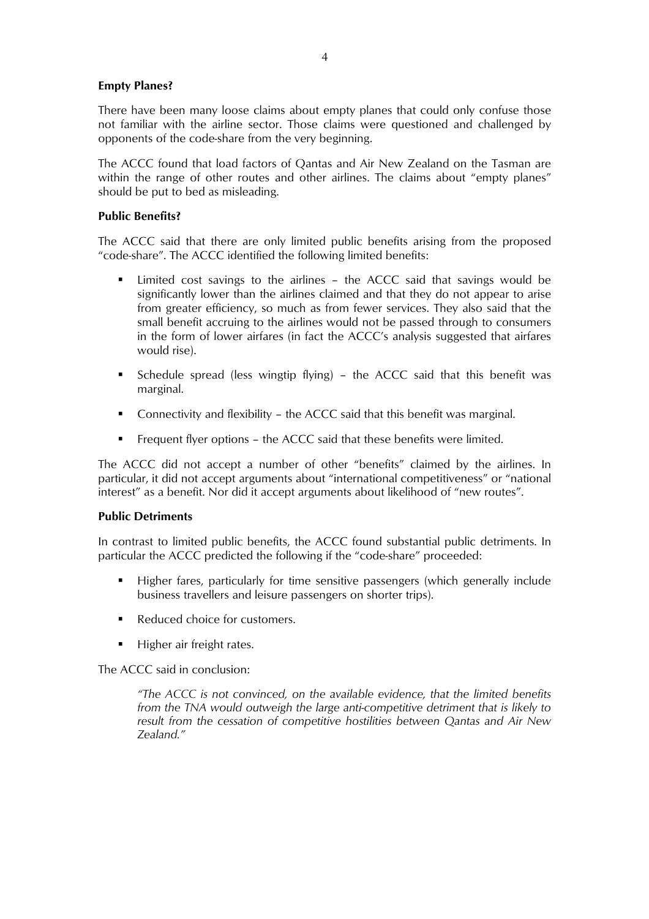**Empty Planes?**

There have been many loose claims about empty planes that could only confuse those not familiar with the airline sector. Those claims were questioned and challenged by opponents of the code-share from the very beginning.

The ACCC found that load factors of Qantas and Air New Zealand on the Tasman are within the range of other routes and other airlines. The claims about "empty planes" should be put to bed as misleading.

**Public Benefits?**

The ACCC said that there are only limited public benefits arising from the proposed "code-share". The ACCC identified the following limited benefits:

- Limited cost savings to the airlines – the ACCC said that savings would be significantly lower than the airlines claimed and that they do not appear to arise from greater efficiency, so much as from fewer services. They also said that the small benefit accruing to the airlines would not be passed through to consumers in the form of lower airfares (in fact the ACCC's analysis suggested that airfares would rise).
- Schedule spread (less wingtip flying) – the ACCC said that this benefit was marginal.
- Connectivity and flexibility – the ACCC said that this benefit was marginal.
- Frequent flyer options – the ACCC said that these benefits were limited.

The ACCC did not accept a number of other "benefits" claimed by the airlines. In particular, it did not accept arguments about "international competitiveness" or "national interest" as a benefit. Nor did it accept arguments about likelihood of "new routes".

**Public Detriments**

In contrast to limited public benefits, the ACCC found substantial public detriments. In particular the ACCC predicted the following if the "code-share" proceeded:

- Higher fares, particularly for time sensitive passengers (which generally include business travellers and leisure passengers on shorter trips).
- Reduced choice for customers.
- Higher air freight rates.

The ACCC said in conclusion:

> *"The ACCC is not convinced, on the available evidence, that the limited benefits from the TNA would outweigh the large anti-competitive detriment that is likely to result from the cessation of competitive hostilities between Qantas and Air New Zealand."*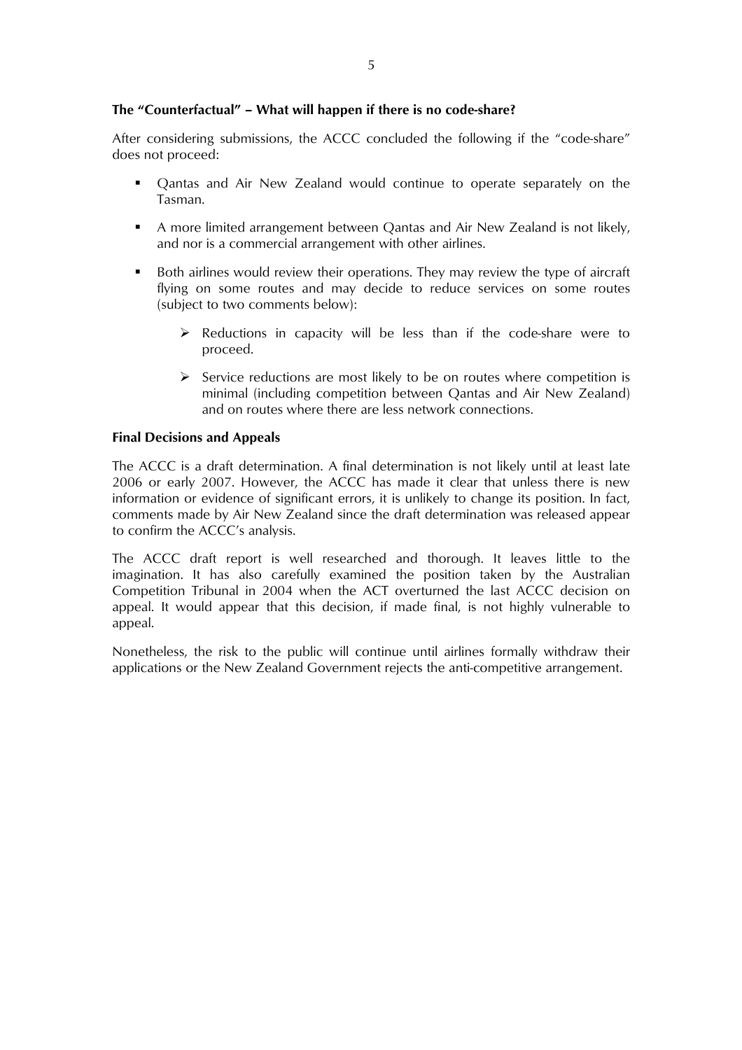**The "Counterfactual" – What will happen if there is no code-share?**

After considering submissions, the ACCC concluded the following if the "code-share" does not proceed:

- Qantas and Air New Zealand would continue to operate separately on the Tasman.
- A more limited arrangement between Qantas and Air New Zealand is not likely, and nor is a commercial arrangement with other airlines.
- Both airlines would review their operations. They may review the type of aircraft flying on some routes and may decide to reduce services on some routes (subject to two comments below):
  - Reductions in capacity will be less than if the code-share were to proceed.
  - Service reductions are most likely to be on routes where competition is minimal (including competition between Qantas and Air New Zealand) and on routes where there are less network connections.

**Final Decisions and Appeals**

The ACCC is a draft determination. A final determination is not likely until at least late 2006 or early 2007. However, the ACCC has made it clear that unless there is new information or evidence of significant errors, it is unlikely to change its position. In fact, comments made by Air New Zealand since the draft determination was released appear to confirm the ACCC's analysis.

The ACCC draft report is well researched and thorough. It leaves little to the imagination. It has also carefully examined the position taken by the Australian Competition Tribunal in 2004 when the ACT overturned the last ACCC decision on appeal. It would appear that this decision, if made final, is not highly vulnerable to appeal.

Nonetheless, the risk to the public will continue until airlines formally withdraw their applications or the New Zealand Government rejects the anti-competitive arrangement.